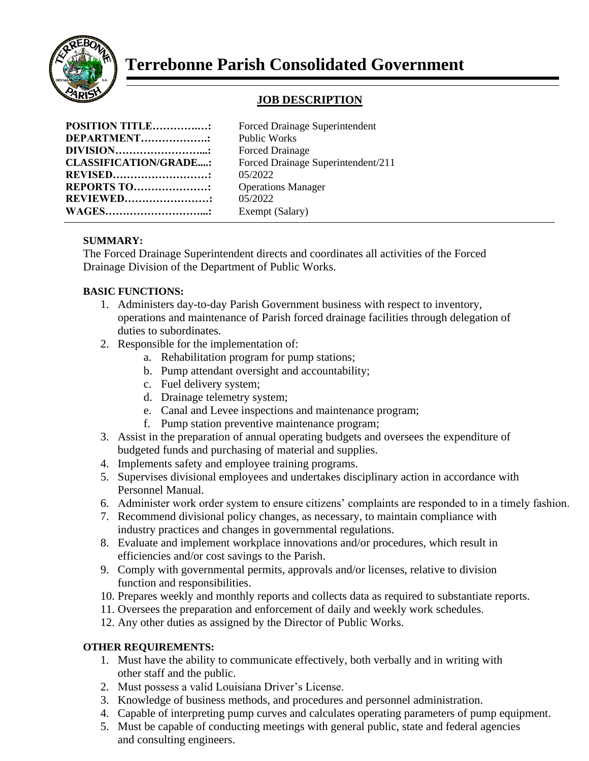# Terrebonne Parish Consolidated Government

## JOB DESCRIPTION

| | |
|---|---|
| **POSITION TITLE……………:** | Forced Drainage Superintendent |
| **DEPARTMENT………………..:** | Public Works |
| **DIVISION……………………...:** | Forced Drainage |
| **CLASSIFICATION/GRADE....:** | Forced Drainage Superintendent/211 |
| **REVISED………………………:** | 05/2022 |
| **REPORTS TO…………………:** | Operations Manager |
| **REVIEWED……………………:** | 05/2022 |
| **WAGES………………………...:** | Exempt (Salary) |

**SUMMARY:**

The Forced Drainage Superintendent directs and coordinates all activities of the Forced Drainage Division of the Department of Public Works.

**BASIC FUNCTIONS:**

1. Administers day-to-day Parish Government business with respect to inventory, operations and maintenance of Parish forced drainage facilities through delegation of duties to subordinates.
2. Responsible for the implementation of:
   a. Rehabilitation program for pump stations;
   b. Pump attendant oversight and accountability;
   c. Fuel delivery system;
   d. Drainage telemetry system;
   e. Canal and Levee inspections and maintenance program;
   f. Pump station preventive maintenance program;
3. Assist in the preparation of annual operating budgets and oversees the expenditure of budgeted funds and purchasing of material and supplies.
4. Implements safety and employee training programs.
5. Supervises divisional employees and undertakes disciplinary action in accordance with Personnel Manual.
6. Administer work order system to ensure citizens' complaints are responded to in a timely fashion.
7. Recommend divisional policy changes, as necessary, to maintain compliance with industry practices and changes in governmental regulations.
8. Evaluate and implement workplace innovations and/or procedures, which result in efficiencies and/or cost savings to the Parish.
9. Comply with governmental permits, approvals and/or licenses, relative to division function and responsibilities.
10. Prepares weekly and monthly reports and collects data as required to substantiate reports.
11. Oversees the preparation and enforcement of daily and weekly work schedules.
12. Any other duties as assigned by the Director of Public Works.

**OTHER REQUIREMENTS:**

1. Must have the ability to communicate effectively, both verbally and in writing with other staff and the public.
2. Must possess a valid Louisiana Driver's License.
3. Knowledge of business methods, and procedures and personnel administration.
4. Capable of interpreting pump curves and calculates operating parameters of pump equipment.
5. Must be capable of conducting meetings with general public, state and federal agencies and consulting engineers.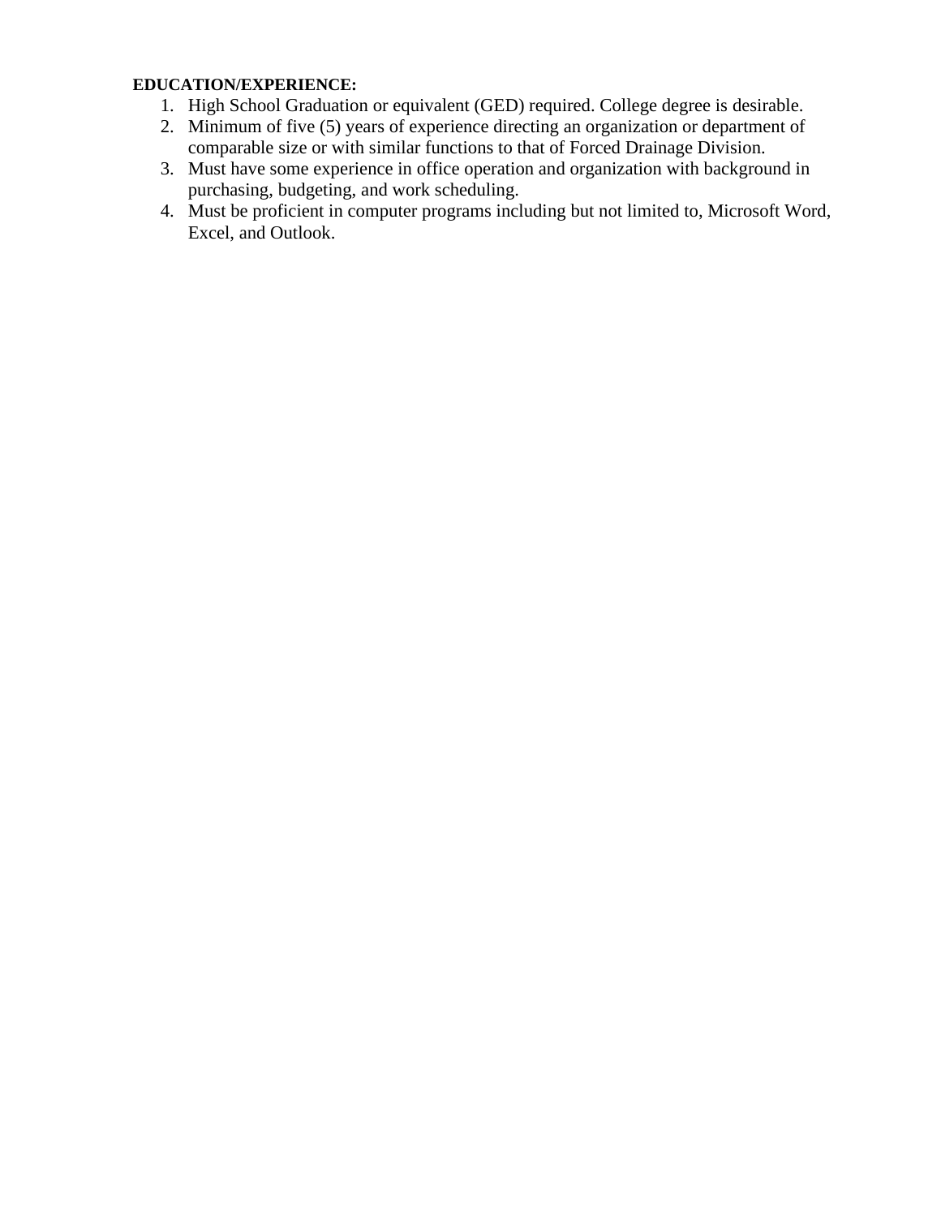**EDUCATION/EXPERIENCE:**

1. High School Graduation or equivalent (GED) required. College degree is desirable.
2. Minimum of five (5) years of experience directing an organization or department of comparable size or with similar functions to that of Forced Drainage Division.
3. Must have some experience in office operation and organization with background in purchasing, budgeting, and work scheduling.
4. Must be proficient in computer programs including but not limited to, Microsoft Word, Excel, and Outlook.